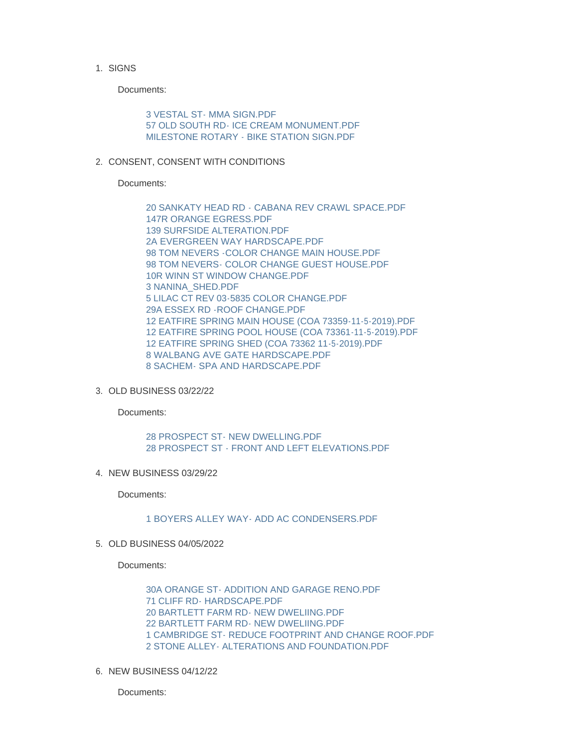1. SIGNS

   Documents:

   3 VESTAL ST- MMA SIGN.PDF
   57 OLD SOUTH RD- ICE CREAM MONUMENT.PDF
   MILESTONE ROTARY - BIKE STATION SIGN.PDF

2. CONSENT, CONSENT WITH CONDITIONS

   Documents:

   20 SANKATY HEAD RD - CABANA REV CRAWL SPACE.PDF
   147R ORANGE EGRESS.PDF
   139 SURFSIDE ALTERATION.PDF
   2A EVERGREEN WAY HARDSCAPE.PDF
   98 TOM NEVERS -COLOR CHANGE MAIN HOUSE.PDF
   98 TOM NEVERS- COLOR CHANGE GUEST HOUSE.PDF
   10R WINN ST WINDOW CHANGE.PDF
   3 NANINA_SHED.PDF
   5 LILAC CT REV 03-5835 COLOR CHANGE.PDF
   29A ESSEX RD -ROOF CHANGE.PDF
   12 EATFIRE SPRING MAIN HOUSE (COA 73359-11-5-2019).PDF
   12 EATFIRE SPRING POOL HOUSE (COA 73361-11-5-2019).PDF
   12 EATFIRE SPRING SHED (COA 73362 11-5-2019).PDF
   8 WALBANG AVE GATE HARDSCAPE.PDF
   8 SACHEM- SPA AND HARDSCAPE.PDF

3. OLD BUSINESS 03/22/22

   Documents:

   28 PROSPECT ST- NEW DWELLING.PDF
   28 PROSPECT ST - FRONT AND LEFT ELEVATIONS.PDF

4. NEW BUSINESS 03/29/22

   Documents:

   1 BOYERS ALLEY WAY- ADD AC CONDENSERS.PDF

5. OLD BUSINESS 04/05/2022

   Documents:

   30A ORANGE ST- ADDITION AND GARAGE RENO.PDF
   71 CLIFF RD- HARDSCAPE.PDF
   20 BARTLETT FARM RD- NEW DWELIING.PDF
   22 BARTLETT FARM RD- NEW DWELIING.PDF
   1 CAMBRIDGE ST- REDUCE FOOTPRINT AND CHANGE ROOF.PDF
   2 STONE ALLEY- ALTERATIONS AND FOUNDATION.PDF

6. NEW BUSINESS 04/12/22

   Documents: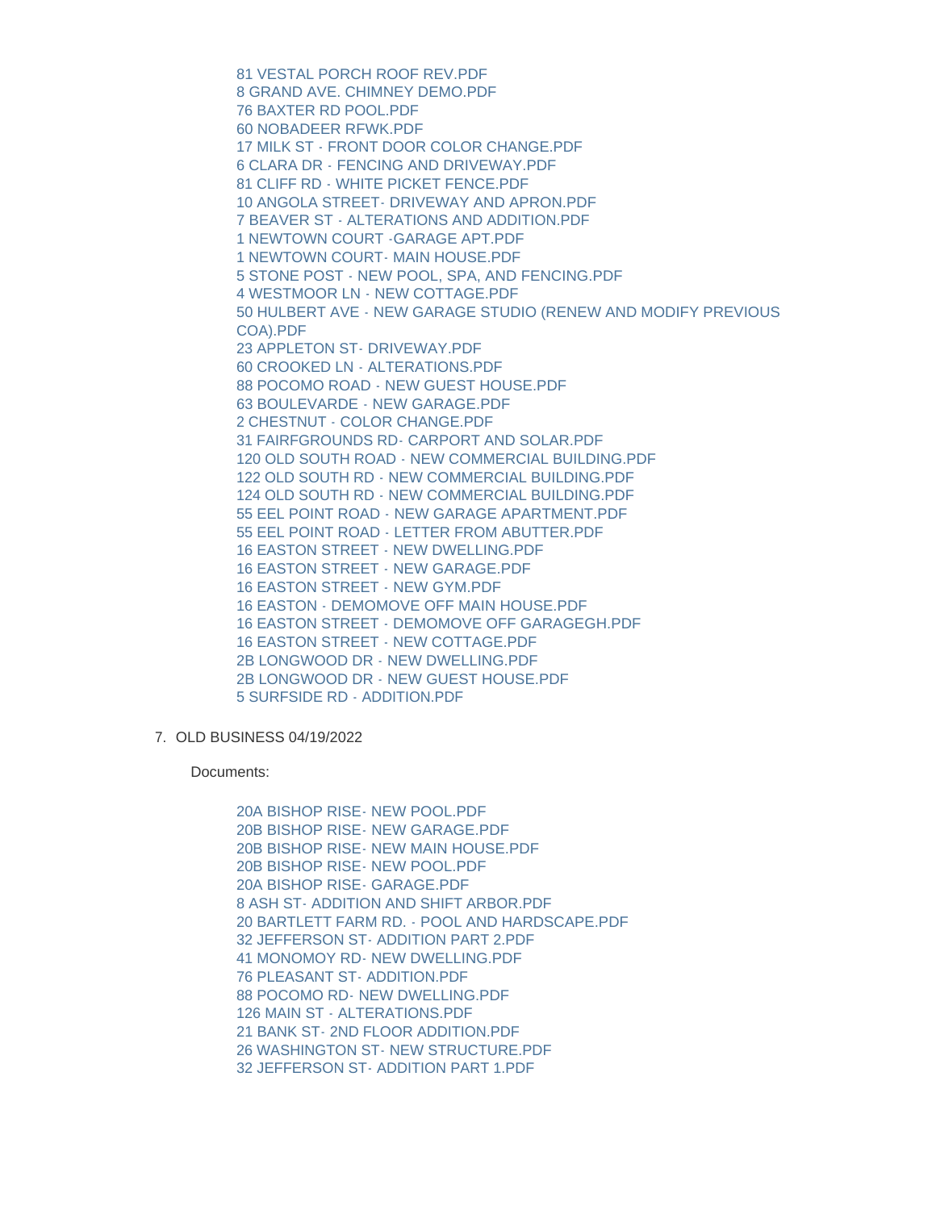- 81 VESTAL PORCH ROOF REV.PDF
- 8 GRAND AVE. CHIMNEY DEMO.PDF
- 76 BAXTER RD POOL.PDF
- 60 NOBADEER RFWK.PDF
- 17 MILK ST - FRONT DOOR COLOR CHANGE.PDF
- 6 CLARA DR - FENCING AND DRIVEWAY.PDF
- 81 CLIFF RD - WHITE PICKET FENCE.PDF
- 10 ANGOLA STREET- DRIVEWAY AND APRON.PDF
- 7 BEAVER ST - ALTERATIONS AND ADDITION.PDF
- 1 NEWTOWN COURT -GARAGE APT.PDF
- 1 NEWTOWN COURT- MAIN HOUSE.PDF
- 5 STONE POST - NEW POOL, SPA, AND FENCING.PDF
- 4 WESTMOOR LN - NEW COTTAGE.PDF
- 50 HULBERT AVE - NEW GARAGE STUDIO (RENEW AND MODIFY PREVIOUS COA).PDF
- 23 APPLETON ST- DRIVEWAY.PDF
- 60 CROOKED LN - ALTERATIONS.PDF
- 88 POCOMO ROAD - NEW GUEST HOUSE.PDF
- 63 BOULEVARDE - NEW GARAGE.PDF
- 2 CHESTNUT - COLOR CHANGE.PDF
- 31 FAIRFGROUNDS RD- CARPORT AND SOLAR.PDF
- 120 OLD SOUTH ROAD - NEW COMMERCIAL BUILDING.PDF
- 122 OLD SOUTH RD - NEW COMMERCIAL BUILDING.PDF
- 124 OLD SOUTH RD - NEW COMMERCIAL BUILDING.PDF
- 55 EEL POINT ROAD - NEW GARAGE APARTMENT.PDF
- 55 EEL POINT ROAD - LETTER FROM ABUTTER.PDF
- 16 EASTON STREET - NEW DWELLING.PDF
- 16 EASTON STREET - NEW GARAGE.PDF
- 16 EASTON STREET - NEW GYM.PDF
- 16 EASTON - DEMOMOVE OFF MAIN HOUSE.PDF
- 16 EASTON STREET - DEMOMOVE OFF GARAGEGH.PDF
- 16 EASTON STREET - NEW COTTAGE.PDF
- 2B LONGWOOD DR - NEW DWELLING.PDF
- 2B LONGWOOD DR - NEW GUEST HOUSE.PDF
- 5 SURFSIDE RD - ADDITION.PDF

7. OLD BUSINESS 04/19/2022

Documents:

- 20A BISHOP RISE- NEW POOL.PDF
- 20B BISHOP RISE- NEW GARAGE.PDF
- 20B BISHOP RISE- NEW MAIN HOUSE.PDF
- 20B BISHOP RISE- NEW POOL.PDF
- 20A BISHOP RISE- GARAGE.PDF
- 8 ASH ST- ADDITION AND SHIFT ARBOR.PDF
- 20 BARTLETT FARM RD. - POOL AND HARDSCAPE.PDF
- 32 JEFFERSON ST- ADDITION PART 2.PDF
- 41 MONOMOY RD- NEW DWELLING.PDF
- 76 PLEASANT ST- ADDITION.PDF
- 88 POCOMO RD- NEW DWELLING.PDF
- 126 MAIN ST - ALTERATIONS.PDF
- 21 BANK ST- 2ND FLOOR ADDITION.PDF
- 26 WASHINGTON ST- NEW STRUCTURE.PDF
- 32 JEFFERSON ST- ADDITION PART 1.PDF